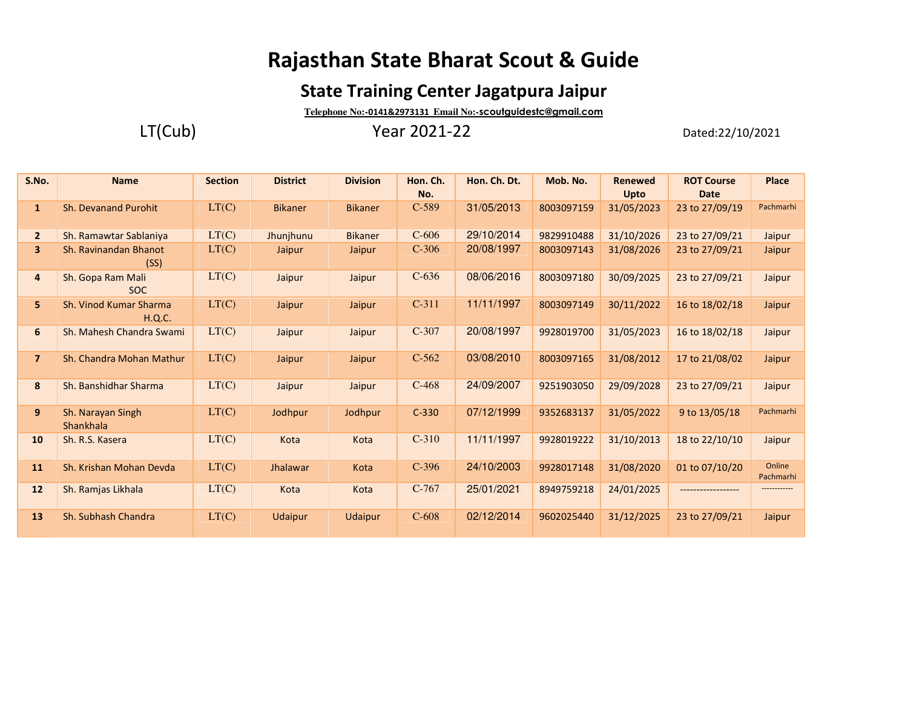# Rajasthan State Bharat Scout & Guide

## State Training Center Jagatpura Jaipur

**Telephone No:-0141&2973131 Email No:-scoutguidestc@gmail.com**

LT(Cub) Year 2021-22 Dated:22/10/2021

| S.No. | Name | Section | District | Division | Hon. Ch. No. | Hon. Ch. Dt. | Mob. No. | Renewed Upto | ROT Course Date | Place |
|---|---|---|---|---|---|---|---|---|---|---|
| 1 | Sh. Devanand Purohit | LT(C) | Bikaner | Bikaner | C-589 | 31/05/2013 | 8003097159 | 31/05/2023 | 23 to 27/09/19 | Pachmarhi |
| 2 | Sh. Ramawtar Sablaniya | LT(C) | Jhunjhunu | Bikaner | C-606 | 29/10/2014 | 9829910488 | 31/10/2026 | 23 to 27/09/21 | Jaipur |
| 3 | Sh. Ravinandan Bhanot (SS) | LT(C) | Jaipur | Jaipur | C-306 | 20/08/1997 | 8003097143 | 31/08/2026 | 23 to 27/09/21 | Jaipur |
| 4 | Sh. Gopa Ram Mali SOC | LT(C) | Jaipur | Jaipur | C-636 | 08/06/2016 | 8003097180 | 30/09/2025 | 23 to 27/09/21 | Jaipur |
| 5 | Sh. Vinod Kumar Sharma H.Q.C. | LT(C) | Jaipur | Jaipur | C-311 | 11/11/1997 | 8003097149 | 30/11/2022 | 16 to 18/02/18 | Jaipur |
| 6 | Sh. Mahesh Chandra Swami | LT(C) | Jaipur | Jaipur | C-307 | 20/08/1997 | 9928019700 | 31/05/2023 | 16 to 18/02/18 | Jaipur |
| 7 | Sh. Chandra Mohan Mathur | LT(C) | Jaipur | Jaipur | C-562 | 03/08/2010 | 8003097165 | 31/08/2012 | 17 to 21/08/02 | Jaipur |
| 8 | Sh. Banshidhar Sharma | LT(C) | Jaipur | Jaipur | C-468 | 24/09/2007 | 9251903050 | 29/09/2028 | 23 to 27/09/21 | Jaipur |
| 9 | Sh. Narayan Singh Shankhala | LT(C) | Jodhpur | Jodhpur | C-330 | 07/12/1999 | 9352683137 | 31/05/2022 | 9 to 13/05/18 | Pachmarhi |
| 10 | Sh. R.S. Kasera | LT(C) | Kota | Kota | C-310 | 11/11/1997 | 9928019222 | 31/10/2013 | 18 to 22/10/10 | Jaipur |
| 11 | Sh. Krishan Mohan Devda | LT(C) | Jhalawar | Kota | C-396 | 24/10/2003 | 9928017148 | 31/08/2020 | 01 to 07/10/20 | Online Pachmarhi |
| 12 | Sh. Ramjas Likhala | LT(C) | Kota | Kota | C-767 | 25/01/2021 | 8949759218 | 24/01/2025 | ------------------ | ----------- |
| 13 | Sh. Subhash Chandra | LT(C) | Udaipur | Udaipur | C-608 | 02/12/2014 | 9602025440 | 31/12/2025 | 23 to 27/09/21 | Jaipur |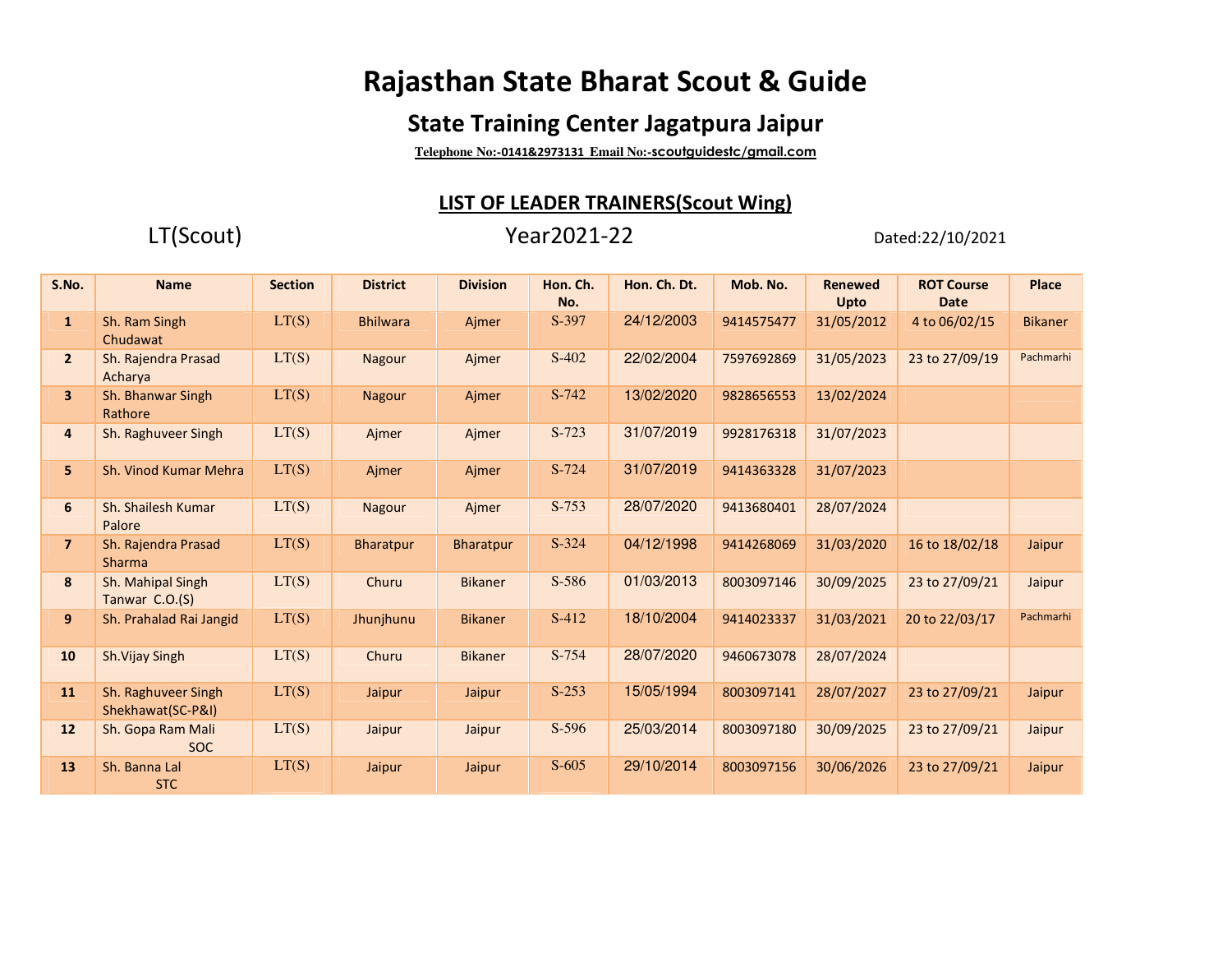# Rajasthan State Bharat Scout & Guide

## State Training Center Jagatpura Jaipur

**Telephone No:-0141&2973131 Email No:-scoutguidestc/gmail.com**

### LIST OF LEADER TRAINERS(Scout Wing)

LT(Scout) Year2021-22 Dated:22/10/2021

| S.No. | Name | Section | District | Division | Hon. Ch. No. | Hon. Ch. Dt. | Mob. No. | Renewed Upto | ROT Course Date | Place |
|---|---|---|---|---|---|---|---|---|---|---|
| 1 | Sh. Ram Singh Chudawat | LT(S) | Bhilwara | Ajmer | S-397 | 24/12/2003 | 9414575477 | 31/05/2012 | 4 to 06/02/15 | Bikaner |
| 2 | Sh. Rajendra Prasad Acharya | LT(S) | Nagour | Ajmer | S-402 | 22/02/2004 | 7597692869 | 31/05/2023 | 23 to 27/09/19 | Pachmarhi |
| 3 | Sh. Bhanwar Singh Rathore | LT(S) | Nagour | Ajmer | S-742 | 13/02/2020 | 9828656553 | 13/02/2024 | | |
| 4 | Sh. Raghuveer Singh | LT(S) | Ajmer | Ajmer | S-723 | 31/07/2019 | 9928176318 | 31/07/2023 | | |
| 5 | Sh. Vinod Kumar Mehra | LT(S) | Ajmer | Ajmer | S-724 | 31/07/2019 | 9414363328 | 31/07/2023 | | |
| 6 | Sh. Shailesh Kumar Palore | LT(S) | Nagour | Ajmer | S-753 | 28/07/2020 | 9413680401 | 28/07/2024 | | |
| 7 | Sh. Rajendra Prasad Sharma | LT(S) | Bharatpur | Bharatpur | S-324 | 04/12/1998 | 9414268069 | 31/03/2020 | 16 to 18/02/18 | Jaipur |
| 8 | Sh. Mahipal Singh Tanwar C.O.(S) | LT(S) | Churu | Bikaner | S-586 | 01/03/2013 | 8003097146 | 30/09/2025 | 23 to 27/09/21 | Jaipur |
| 9 | Sh. Prahalad Rai Jangid | LT(S) | Jhunjhunu | Bikaner | S-412 | 18/10/2004 | 9414023337 | 31/03/2021 | 20 to 22/03/17 | Pachmarhi |
| 10 | Sh.Vijay Singh | LT(S) | Churu | Bikaner | S-754 | 28/07/2020 | 9460673078 | 28/07/2024 | | |
| 11 | Sh. Raghuveer Singh Shekhawat(SC-P&I) | LT(S) | Jaipur | Jaipur | S-253 | 15/05/1994 | 8003097141 | 28/07/2027 | 23 to 27/09/21 | Jaipur |
| 12 | Sh. Gopa Ram Mali SOC | LT(S) | Jaipur | Jaipur | S-596 | 25/03/2014 | 8003097180 | 30/09/2025 | 23 to 27/09/21 | Jaipur |
| 13 | Sh. Banna Lal STC | LT(S) | Jaipur | Jaipur | S-605 | 29/10/2014 | 8003097156 | 30/06/2026 | 23 to 27/09/21 | Jaipur |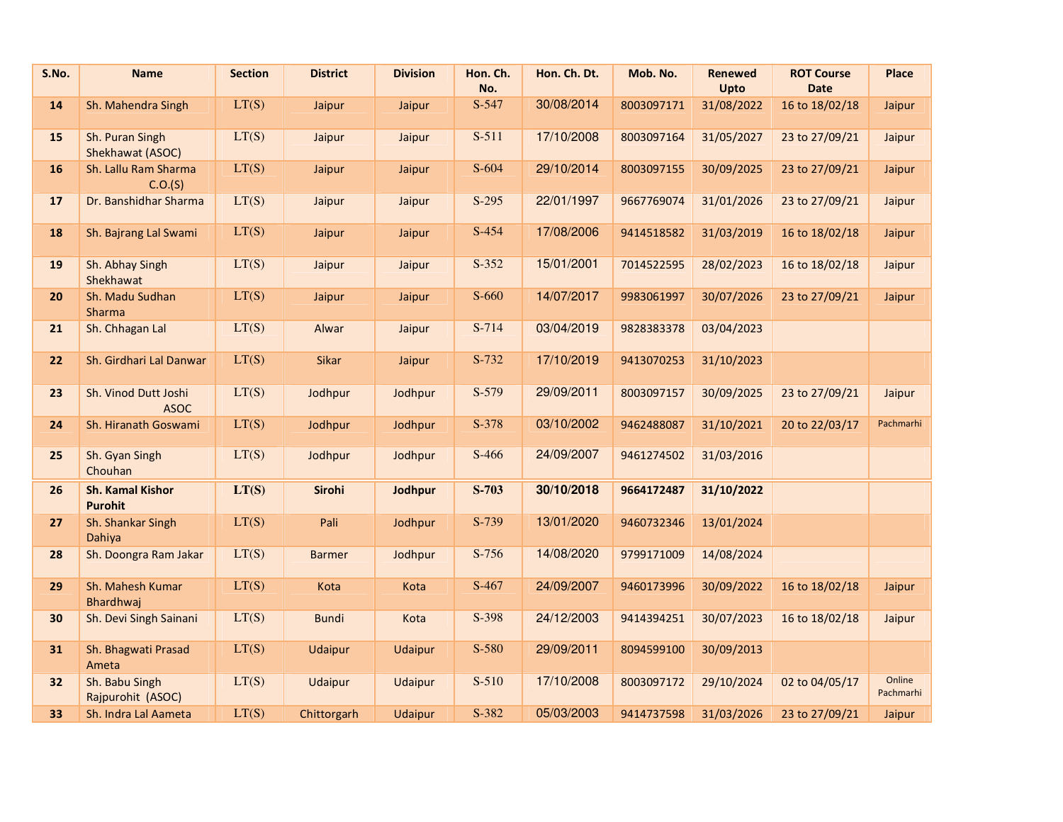| S.No. | Name | Section | District | Division | Hon. Ch. No. | Hon. Ch. Dt. | Mob. No. | Renewed Upto | ROT Course Date | Place |
|---|---|---|---|---|---|---|---|---|---|---|
| 14 | Sh. Mahendra Singh | LT(S) | Jaipur | Jaipur | S-547 | 30/08/2014 | 8003097171 | 31/08/2022 | 16 to 18/02/18 | Jaipur |
| 15 | Sh. Puran Singh Shekhawat (ASOC) | LT(S) | Jaipur | Jaipur | S-511 | 17/10/2008 | 8003097164 | 31/05/2027 | 23 to 27/09/21 | Jaipur |
| 16 | Sh. Lallu Ram Sharma C.O.(S) | LT(S) | Jaipur | Jaipur | S-604 | 29/10/2014 | 8003097155 | 30/09/2025 | 23 to 27/09/21 | Jaipur |
| 17 | Dr. Banshidhar Sharma | LT(S) | Jaipur | Jaipur | S-295 | 22/01/1997 | 9667769074 | 31/01/2026 | 23 to 27/09/21 | Jaipur |
| 18 | Sh. Bajrang Lal Swami | LT(S) | Jaipur | Jaipur | S-454 | 17/08/2006 | 9414518582 | 31/03/2019 | 16 to 18/02/18 | Jaipur |
| 19 | Sh. Abhay Singh Shekhawat | LT(S) | Jaipur | Jaipur | S-352 | 15/01/2001 | 7014522595 | 28/02/2023 | 16 to 18/02/18 | Jaipur |
| 20 | Sh. Madu Sudhan Sharma | LT(S) | Jaipur | Jaipur | S-660 | 14/07/2017 | 9983061997 | 30/07/2026 | 23 to 27/09/21 | Jaipur |
| 21 | Sh. Chhagan Lal | LT(S) | Alwar | Jaipur | S-714 | 03/04/2019 | 9828383378 | 03/04/2023 | | |
| 22 | Sh. Girdhari Lal Danwar | LT(S) | Sikar | Jaipur | S-732 | 17/10/2019 | 9413070253 | 31/10/2023 | | |
| 23 | Sh. Vinod Dutt Joshi ASOC | LT(S) | Jodhpur | Jodhpur | S-579 | 29/09/2011 | 8003097157 | 30/09/2025 | 23 to 27/09/21 | Jaipur |
| 24 | Sh. Hiranath Goswami | LT(S) | Jodhpur | Jodhpur | S-378 | 03/10/2002 | 9462488087 | 31/10/2021 | 20 to 22/03/17 | Pachmarhi |
| 25 | Sh. Gyan Singh Chouhan | LT(S) | Jodhpur | Jodhpur | S-466 | 24/09/2007 | 9461274502 | 31/03/2016 | | |
| **26** | **Sh. Kamal Kishor Purohit** | **LT(S)** | **Sirohi** | **Jodhpur** | **S-703** | **30/10/2018** | **9664172487** | **31/10/2022** | | |
| 27 | Sh. Shankar Singh Dahiya | LT(S) | Pali | Jodhpur | S-739 | 13/01/2020 | 9460732346 | 13/01/2024 | | |
| 28 | Sh. Doongra Ram Jakar | LT(S) | Barmer | Jodhpur | S-756 | 14/08/2020 | 9799171009 | 14/08/2024 | | |
| 29 | Sh. Mahesh Kumar Bhardhwaj | LT(S) | Kota | Kota | S-467 | 24/09/2007 | 9460173996 | 30/09/2022 | 16 to 18/02/18 | Jaipur |
| 30 | Sh. Devi Singh Sainani | LT(S) | Bundi | Kota | S-398 | 24/12/2003 | 9414394251 | 30/07/2023 | 16 to 18/02/18 | Jaipur |
| 31 | Sh. Bhagwati Prasad Ameta | LT(S) | Udaipur | Udaipur | S-580 | 29/09/2011 | 8094599100 | 30/09/2013 | | |
| 32 | Sh. Babu Singh Rajpurohit (ASOC) | LT(S) | Udaipur | Udaipur | S-510 | 17/10/2008 | 8003097172 | 29/10/2024 | 02 to 04/05/17 | Online Pachmarhi |
| 33 | Sh. Indra Lal Aameta | LT(S) | Chittorgarh | Udaipur | S-382 | 05/03/2003 | 9414737598 | 31/03/2026 | 23 to 27/09/21 | Jaipur |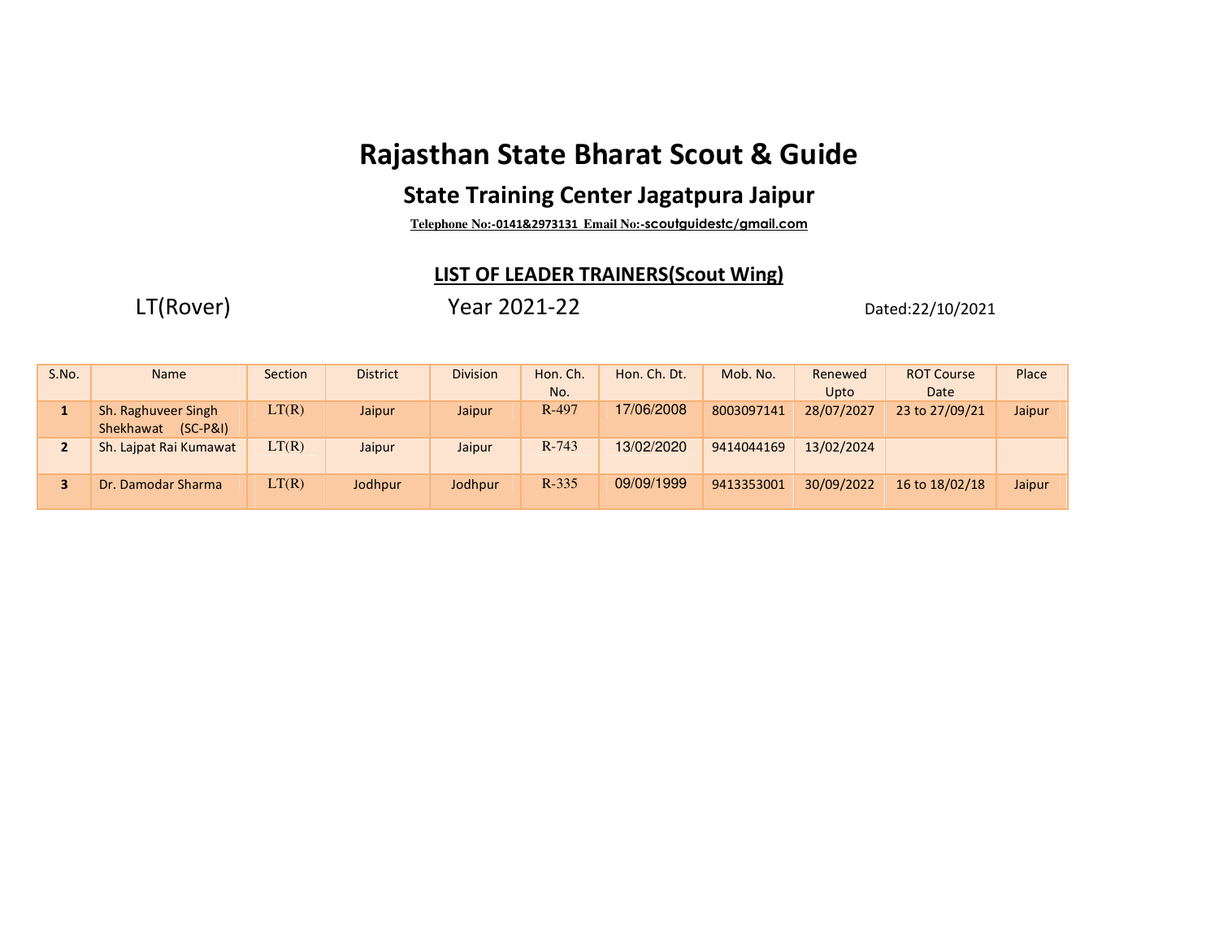# Rajasthan State Bharat Scout & Guide

## State Training Center Jagatpura Jaipur

**Telephone No:-0141&2973131 Email No:-scoutguidestc/gmail.com**

**LIST OF LEADER TRAINERS(Scout Wing)**

LT(Rover) Year 2021-22 Dated:22/10/2021

| S.No. | Name | Section | District | Division | Hon. Ch. No. | Hon. Ch. Dt. | Mob. No. | Renewed Upto | ROT Course Date | Place |
|---|---|---|---|---|---|---|---|---|---|---|
| 1 | Sh. Raghuveer Singh Shekhawat (SC-P&I) | LT(R) | Jaipur | Jaipur | R-497 | 17/06/2008 | 8003097141 | 28/07/2027 | 23 to 27/09/21 | Jaipur |
| 2 | Sh. Lajpat Rai Kumawat | LT(R) | Jaipur | Jaipur | R-743 | 13/02/2020 | 9414044169 | 13/02/2024 | | |
| 3 | Dr. Damodar Sharma | LT(R) | Jodhpur | Jodhpur | R-335 | 09/09/1999 | 9413353001 | 30/09/2022 | 16 to 18/02/18 | Jaipur |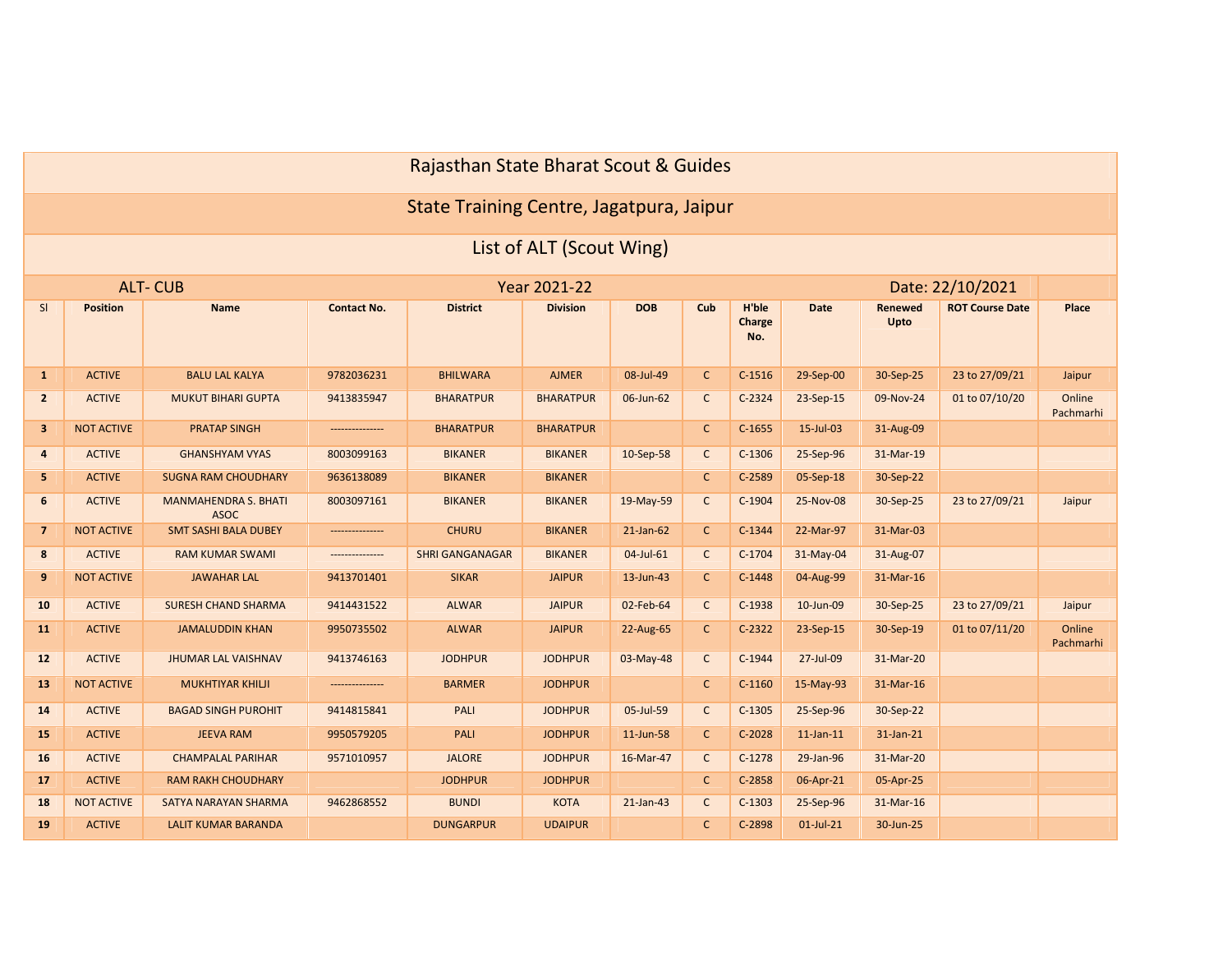# Rajasthan State Bharat Scout & Guides

## State Training Centre, Jagatpura, Jaipur

## List of ALT (Scout Wing)

ALT- CUB | Year 2021-22 | Date: 22/10/2021

| Sl | Position | Name | Contact No. | District | Division | DOB | Cub | H'ble Charge No. | Date | Renewed Upto | ROT Course Date | Place |
|---|---|---|---|---|---|---|---|---|---|---|---|---|
| 1 | ACTIVE | BALU LAL KALYA | 9782036231 | BHILWARA | AJMER | 08-Jul-49 | C | C-1516 | 29-Sep-00 | 30-Sep-25 | 23 to 27/09/21 | Jaipur |
| 2 | ACTIVE | MUKUT BIHARI GUPTA | 9413835947 | BHARATPUR | BHARATPUR | 06-Jun-62 | C | C-2324 | 23-Sep-15 | 09-Nov-24 | 01 to 07/10/20 | Online Pachmarhi |
| 3 | NOT ACTIVE | PRATAP SINGH | --------------- | BHARATPUR | BHARATPUR | | C | C-1655 | 15-Jul-03 | 31-Aug-09 | | |
| 4 | ACTIVE | GHANSHYAM VYAS | 8003099163 | BIKANER | BIKANER | 10-Sep-58 | C | C-1306 | 25-Sep-96 | 31-Mar-19 | | |
| 5 | ACTIVE | SUGNA RAM CHOUDHARY | 9636138089 | BIKANER | BIKANER | | C | C-2589 | 05-Sep-18 | 30-Sep-22 | | |
| 6 | ACTIVE | MANMAHENDRA S. BHATI ASOC | 8003097161 | BIKANER | BIKANER | 19-May-59 | C | C-1904 | 25-Nov-08 | 30-Sep-25 | 23 to 27/09/21 | Jaipur |
| 7 | NOT ACTIVE | SMT SASHI BALA DUBEY | --------------- | CHURU | BIKANER | 21-Jan-62 | C | C-1344 | 22-Mar-97 | 31-Mar-03 | | |
| 8 | ACTIVE | RAM KUMAR SWAMI | --------------- | SHRI GANGANAGAR | BIKANER | 04-Jul-61 | C | C-1704 | 31-May-04 | 31-Aug-07 | | |
| 9 | NOT ACTIVE | JAWAHAR LAL | 9413701401 | SIKAR | JAIPUR | 13-Jun-43 | C | C-1448 | 04-Aug-99 | 31-Mar-16 | | |
| 10 | ACTIVE | SURESH CHAND SHARMA | 9414431522 | ALWAR | JAIPUR | 02-Feb-64 | C | C-1938 | 10-Jun-09 | 30-Sep-25 | 23 to 27/09/21 | Jaipur |
| 11 | ACTIVE | JAMALUDDIN KHAN | 9950735502 | ALWAR | JAIPUR | 22-Aug-65 | C | C-2322 | 23-Sep-15 | 30-Sep-19 | 01 to 07/11/20 | Online Pachmarhi |
| 12 | ACTIVE | JHUMAR LAL VAISHNAV | 9413746163 | JODHPUR | JODHPUR | 03-May-48 | C | C-1944 | 27-Jul-09 | 31-Mar-20 | | |
| 13 | NOT ACTIVE | MUKHTIYAR KHILJI | --------------- | BARMER | JODHPUR | | C | C-1160 | 15-May-93 | 31-Mar-16 | | |
| 14 | ACTIVE | BAGAD SINGH PUROHIT | 9414815841 | PALI | JODHPUR | 05-Jul-59 | C | C-1305 | 25-Sep-96 | 30-Sep-22 | | |
| 15 | ACTIVE | JEEVA RAM | 9950579205 | PALI | JODHPUR | 11-Jun-58 | C | C-2028 | 11-Jan-11 | 31-Jan-21 | | |
| 16 | ACTIVE | CHAMPALAL PARIHAR | 9571010957 | JALORE | JODHPUR | 16-Mar-47 | C | C-1278 | 29-Jan-96 | 31-Mar-20 | | |
| 17 | ACTIVE | RAM RAKH CHOUDHARY | | JODHPUR | JODHPUR | | C | C-2858 | 06-Apr-21 | 05-Apr-25 | | |
| 18 | NOT ACTIVE | SATYA NARAYAN SHARMA | 9462868552 | BUNDI | KOTA | 21-Jan-43 | C | C-1303 | 25-Sep-96 | 31-Mar-16 | | |
| 19 | ACTIVE | LALIT KUMAR BARANDA | | DUNGARPUR | UDAIPUR | | C | C-2898 | 01-Jul-21 | 30-Jun-25 | | |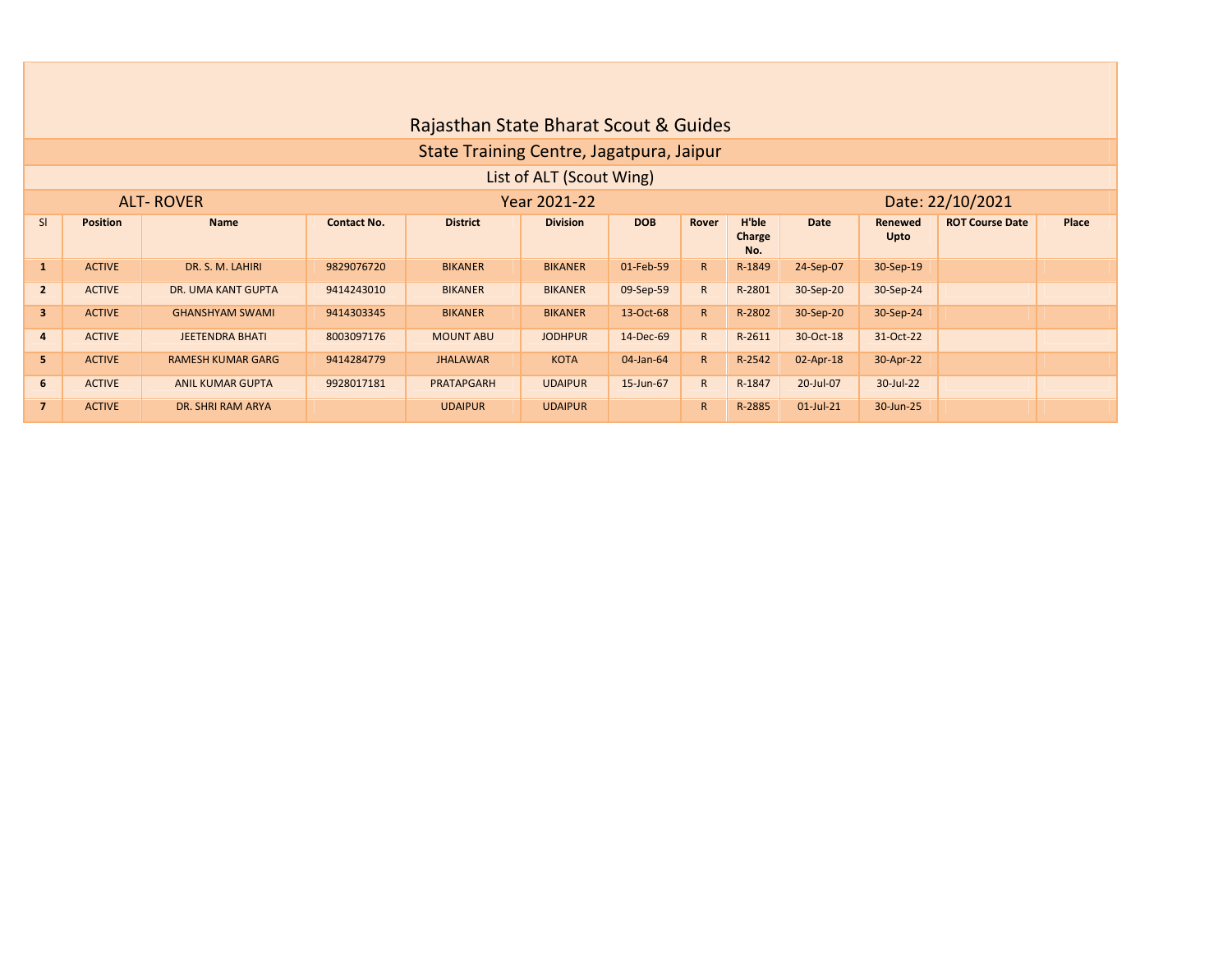# Rajasthan State Bharat Scout & Guides

## State Training Centre, Jagatpura, Jaipur

### List of ALT (Scout Wing)

ALT- ROVER | Year 2021-22 | Date: 22/10/2021

| Sl | Position | Name | Contact No. | District | Division | DOB | Rover | H'ble Charge No. | Date | Renewed Upto | ROT Course Date | Place |
|---|---|---|---|---|---|---|---|---|---|---|---|---|
| 1 | ACTIVE | DR. S. M. LAHIRI | 9829076720 | BIKANER | BIKANER | 01-Feb-59 | R | R-1849 | 24-Sep-07 | 30-Sep-19 | | |
| 2 | ACTIVE | DR. UMA KANT GUPTA | 9414243010 | BIKANER | BIKANER | 09-Sep-59 | R | R-2801 | 30-Sep-20 | 30-Sep-24 | | |
| 3 | ACTIVE | GHANSHYAM SWAMI | 9414303345 | BIKANER | BIKANER | 13-Oct-68 | R | R-2802 | 30-Sep-20 | 30-Sep-24 | | |
| 4 | ACTIVE | JEETENDRA BHATI | 8003097176 | MOUNT ABU | JODHPUR | 14-Dec-69 | R | R-2611 | 30-Oct-18 | 31-Oct-22 | | |
| 5 | ACTIVE | RAMESH KUMAR GARG | 9414284779 | JHALAWAR | KOTA | 04-Jan-64 | R | R-2542 | 02-Apr-18 | 30-Apr-22 | | |
| 6 | ACTIVE | ANIL KUMAR GUPTA | 9928017181 | PRATAPGARH | UDAIPUR | 15-Jun-67 | R | R-1847 | 20-Jul-07 | 30-Jul-22 | | |
| 7 | ACTIVE | DR. SHRI RAM ARYA | | UDAIPUR | UDAIPUR | | R | R-2885 | 01-Jul-21 | 30-Jun-25 | | |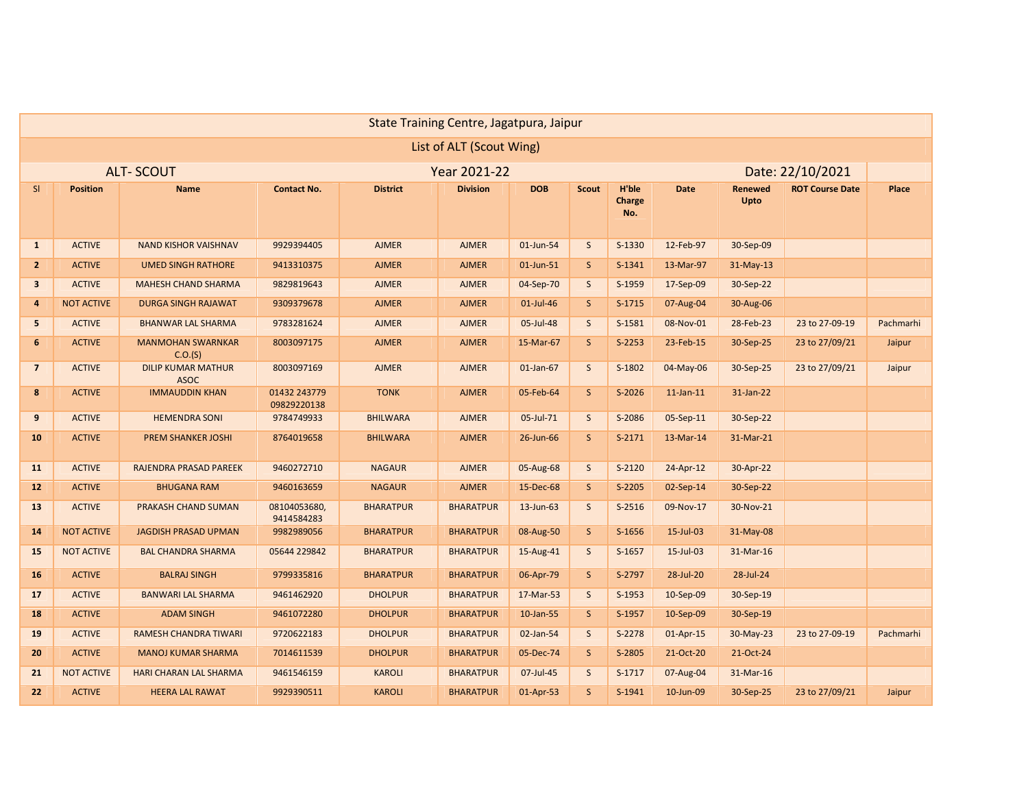# State Training Centre, Jagatpura, Jaipur

## List of ALT (Scout Wing)

ALT- SCOUT | Year 2021-22 | Date: 22/10/2021

| Sl | Position | Name | Contact No. | District | Division | DOB | Scout | H'ble Charge No. | Date | Renewed Upto | ROT Course Date | Place |
|---|---|---|---|---|---|---|---|---|---|---|---|---|
| 1 | ACTIVE | NAND KISHOR VAISHNAV | 9929394405 | AJMER | AJMER | 01-Jun-54 | S | S-1330 | 12-Feb-97 | 30-Sep-09 | | |
| 2 | ACTIVE | UMED SINGH RATHORE | 9413310375 | AJMER | AJMER | 01-Jun-51 | S | S-1341 | 13-Mar-97 | 31-May-13 | | |
| 3 | ACTIVE | MAHESH CHAND SHARMA | 9829819643 | AJMER | AJMER | 04-Sep-70 | S | S-1959 | 17-Sep-09 | 30-Sep-22 | | |
| 4 | NOT ACTIVE | DURGA SINGH RAJAWAT | 9309379678 | AJMER | AJMER | 01-Jul-46 | S | S-1715 | 07-Aug-04 | 30-Aug-06 | | |
| 5 | ACTIVE | BHANWAR LAL SHARMA | 9783281624 | AJMER | AJMER | 05-Jul-48 | S | S-1581 | 08-Nov-01 | 28-Feb-23 | 23 to 27-09-19 | Pachmarhi |
| 6 | ACTIVE | MANMOHAN SWARNKAR C.O.(S) | 8003097175 | AJMER | AJMER | 15-Mar-67 | S | S-2253 | 23-Feb-15 | 30-Sep-25 | 23 to 27/09/21 | Jaipur |
| 7 | ACTIVE | DILIP KUMAR MATHUR ASOC | 8003097169 | AJMER | AJMER | 01-Jan-67 | S | S-1802 | 04-May-06 | 30-Sep-25 | 23 to 27/09/21 | Jaipur |
| 8 | ACTIVE | IMMAUDDIN KHAN | 01432 243779 09829220138 | TONK | AJMER | 05-Feb-64 | S | S-2026 | 11-Jan-11 | 31-Jan-22 | | |
| 9 | ACTIVE | HEMENDRA SONI | 9784749933 | BHILWARA | AJMER | 05-Jul-71 | S | S-2086 | 05-Sep-11 | 30-Sep-22 | | |
| 10 | ACTIVE | PREM SHANKER JOSHI | 8764019658 | BHILWARA | AJMER | 26-Jun-66 | S | S-2171 | 13-Mar-14 | 31-Mar-21 | | |
| 11 | ACTIVE | RAJENDRA PRASAD PAREEK | 9460272710 | NAGAUR | AJMER | 05-Aug-68 | S | S-2120 | 24-Apr-12 | 30-Apr-22 | | |
| 12 | ACTIVE | BHUGANA RAM | 9460163659 | NAGAUR | AJMER | 15-Dec-68 | S | S-2205 | 02-Sep-14 | 30-Sep-22 | | |
| 13 | ACTIVE | PRAKASH CHAND SUMAN | 08104053680, 9414584283 | BHARATPUR | BHARATPUR | 13-Jun-63 | S | S-2516 | 09-Nov-17 | 30-Nov-21 | | |
| 14 | NOT ACTIVE | JAGDISH PRASAD UPMAN | 9982989056 | BHARATPUR | BHARATPUR | 08-Aug-50 | S | S-1656 | 15-Jul-03 | 31-May-08 | | |
| 15 | NOT ACTIVE | BAL CHANDRA SHARMA | 05644 229842 | BHARATPUR | BHARATPUR | 15-Aug-41 | S | S-1657 | 15-Jul-03 | 31-Mar-16 | | |
| 16 | ACTIVE | BALRAJ SINGH | 9799335816 | BHARATPUR | BHARATPUR | 06-Apr-79 | S | S-2797 | 28-Jul-20 | 28-Jul-24 | | |
| 17 | ACTIVE | BANWARI LAL SHARMA | 9461462920 | DHOLPUR | BHARATPUR | 17-Mar-53 | S | S-1953 | 10-Sep-09 | 30-Sep-19 | | |
| 18 | ACTIVE | ADAM SINGH | 9461072280 | DHOLPUR | BHARATPUR | 10-Jan-55 | S | S-1957 | 10-Sep-09 | 30-Sep-19 | | |
| 19 | ACTIVE | RAMESH CHANDRA TIWARI | 9720622183 | DHOLPUR | BHARATPUR | 02-Jan-54 | S | S-2278 | 01-Apr-15 | 30-May-23 | 23 to 27-09-19 | Pachmarhi |
| 20 | ACTIVE | MANOJ KUMAR SHARMA | 7014611539 | DHOLPUR | BHARATPUR | 05-Dec-74 | S | S-2805 | 21-Oct-20 | 21-Oct-24 | | |
| 21 | NOT ACTIVE | HARI CHARAN LAL SHARMA | 9461546159 | KAROLI | BHARATPUR | 07-Jul-45 | S | S-1717 | 07-Aug-04 | 31-Mar-16 | | |
| 22 | ACTIVE | HEERA LAL RAWAT | 9929390511 | KAROLI | BHARATPUR | 01-Apr-53 | S | S-1941 | 10-Jun-09 | 30-Sep-25 | 23 to 27/09/21 | Jaipur |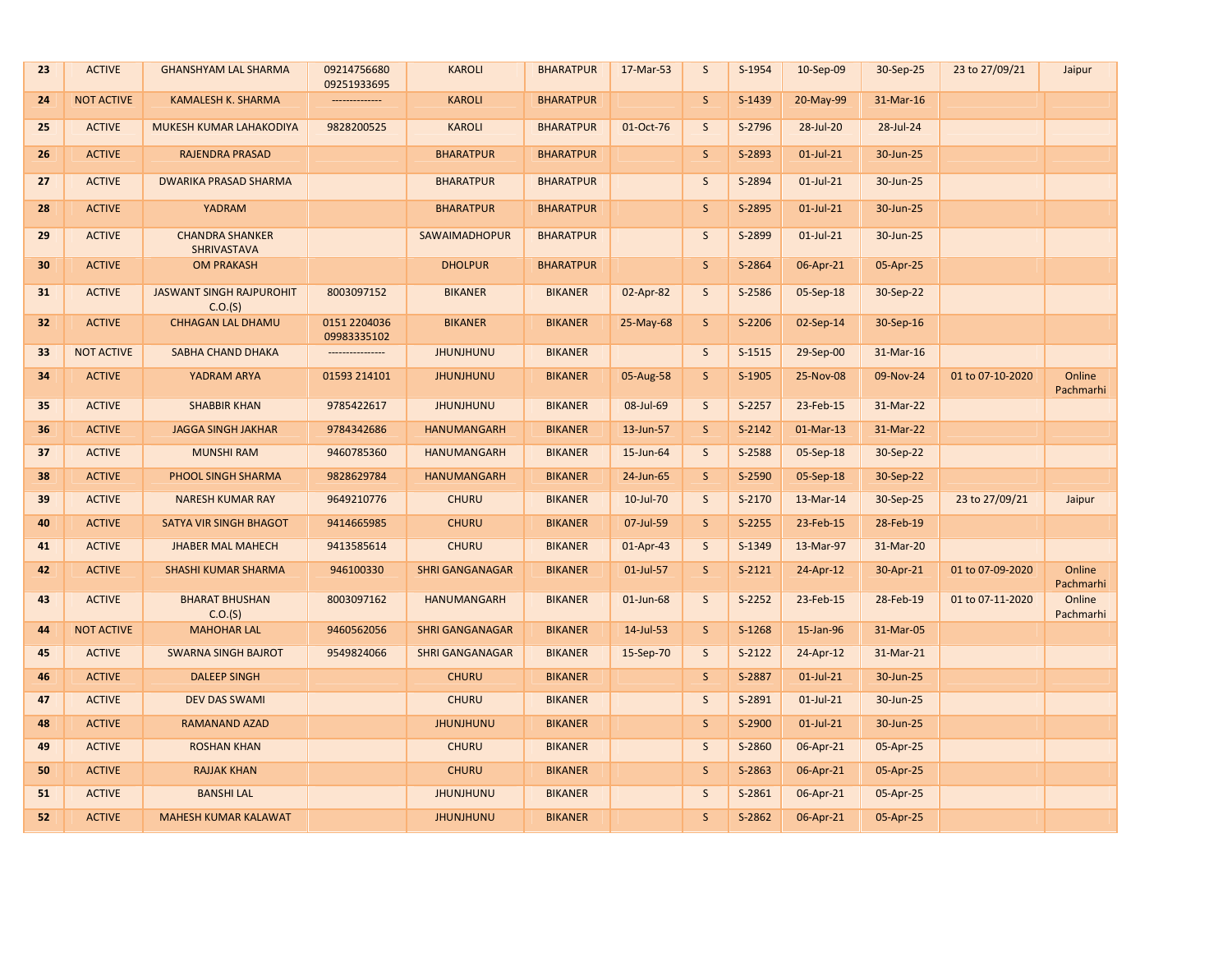| 23 | ACTIVE | GHANSHYAM LAL SHARMA | 09214756680 09251933695 | KAROLI | BHARATPUR | 17-Mar-53 | S | S-1954 | 10-Sep-09 | 30-Sep-25 | 23 to 27/09/21 | Jaipur |
|---|---|---|---|---|---|---|---|---|---|---|---|---|
| 24 | NOT ACTIVE | KAMALESH K. SHARMA | -------------- | KAROLI | BHARATPUR | | S | S-1439 | 20-May-99 | 31-Mar-16 | | |
| 25 | ACTIVE | MUKESH KUMAR LAHAKODIYA | 9828200525 | KAROLI | BHARATPUR | 01-Oct-76 | S | S-2796 | 28-Jul-20 | 28-Jul-24 | | |
| 26 | ACTIVE | RAJENDRA PRASAD | | BHARATPUR | BHARATPUR | | S | S-2893 | 01-Jul-21 | 30-Jun-25 | | |
| 27 | ACTIVE | DWARIKA PRASAD SHARMA | | BHARATPUR | BHARATPUR | | S | S-2894 | 01-Jul-21 | 30-Jun-25 | | |
| 28 | ACTIVE | YADRAM | | BHARATPUR | BHARATPUR | | S | S-2895 | 01-Jul-21 | 30-Jun-25 | | |
| 29 | ACTIVE | CHANDRA SHANKER SHRIVASTAVA | | SAWAIMADHOPUR | BHARATPUR | | S | S-2899 | 01-Jul-21 | 30-Jun-25 | | |
| 30 | ACTIVE | OM PRAKASH | | DHOLPUR | BHARATPUR | | S | S-2864 | 06-Apr-21 | 05-Apr-25 | | |
| 31 | ACTIVE | JASWANT SINGH RAJPUROHIT C.O.(S) | 8003097152 | BIKANER | BIKANER | 02-Apr-82 | S | S-2586 | 05-Sep-18 | 30-Sep-22 | | |
| 32 | ACTIVE | CHHAGAN LAL DHAMU | 0151 2204036 09983335102 | BIKANER | BIKANER | 25-May-68 | S | S-2206 | 02-Sep-14 | 30-Sep-16 | | |
| 33 | NOT ACTIVE | SABHA CHAND DHAKA | ---------------- | JHUNJHUNU | BIKANER | | S | S-1515 | 29-Sep-00 | 31-Mar-16 | | |
| 34 | ACTIVE | YADRAM ARYA | 01593 214101 | JHUNJHUNU | BIKANER | 05-Aug-58 | S | S-1905 | 25-Nov-08 | 09-Nov-24 | 01 to 07-10-2020 | Online Pachmarhi |
| 35 | ACTIVE | SHABBIR KHAN | 9785422617 | JHUNJHUNU | BIKANER | 08-Jul-69 | S | S-2257 | 23-Feb-15 | 31-Mar-22 | | |
| 36 | ACTIVE | JAGGA SINGH JAKHAR | 9784342686 | HANUMANGARH | BIKANER | 13-Jun-57 | S | S-2142 | 01-Mar-13 | 31-Mar-22 | | |
| 37 | ACTIVE | MUNSHI RAM | 9460785360 | HANUMANGARH | BIKANER | 15-Jun-64 | S | S-2588 | 05-Sep-18 | 30-Sep-22 | | |
| 38 | ACTIVE | PHOOL SINGH SHARMA | 9828629784 | HANUMANGARH | BIKANER | 24-Jun-65 | S | S-2590 | 05-Sep-18 | 30-Sep-22 | | |
| 39 | ACTIVE | NARESH KUMAR RAY | 9649210776 | CHURU | BIKANER | 10-Jul-70 | S | S-2170 | 13-Mar-14 | 30-Sep-25 | 23 to 27/09/21 | Jaipur |
| 40 | ACTIVE | SATYA VIR SINGH BHAGOT | 9414665985 | CHURU | BIKANER | 07-Jul-59 | S | S-2255 | 23-Feb-15 | 28-Feb-19 | | |
| 41 | ACTIVE | JHABER MAL MAHECH | 9413585614 | CHURU | BIKANER | 01-Apr-43 | S | S-1349 | 13-Mar-97 | 31-Mar-20 | | |
| 42 | ACTIVE | SHASHI KUMAR SHARMA | 946100330 | SHRI GANGANAGAR | BIKANER | 01-Jul-57 | S | S-2121 | 24-Apr-12 | 30-Apr-21 | 01 to 07-09-2020 | Online Pachmarhi |
| 43 | ACTIVE | BHARAT BHUSHAN C.O.(S) | 8003097162 | HANUMANGARH | BIKANER | 01-Jun-68 | S | S-2252 | 23-Feb-15 | 28-Feb-19 | 01 to 07-11-2020 | Online Pachmarhi |
| 44 | NOT ACTIVE | MAHOHAR LAL | 9460562056 | SHRI GANGANAGAR | BIKANER | 14-Jul-53 | S | S-1268 | 15-Jan-96 | 31-Mar-05 | | |
| 45 | ACTIVE | SWARNA SINGH BAJROT | 9549824066 | SHRI GANGANAGAR | BIKANER | 15-Sep-70 | S | S-2122 | 24-Apr-12 | 31-Mar-21 | | |
| 46 | ACTIVE | DALEEP SINGH | | CHURU | BIKANER | | S | S-2887 | 01-Jul-21 | 30-Jun-25 | | |
| 47 | ACTIVE | DEV DAS SWAMI | | CHURU | BIKANER | | S | S-2891 | 01-Jul-21 | 30-Jun-25 | | |
| 48 | ACTIVE | RAMANAND AZAD | | JHUNJHUNU | BIKANER | | S | S-2900 | 01-Jul-21 | 30-Jun-25 | | |
| 49 | ACTIVE | ROSHAN KHAN | | CHURU | BIKANER | | S | S-2860 | 06-Apr-21 | 05-Apr-25 | | |
| 50 | ACTIVE | RAJJAK KHAN | | CHURU | BIKANER | | S | S-2863 | 06-Apr-21 | 05-Apr-25 | | |
| 51 | ACTIVE | BANSHI LAL | | JHUNJHUNU | BIKANER | | S | S-2861 | 06-Apr-21 | 05-Apr-25 | | |
| 52 | ACTIVE | MAHESH KUMAR KALAWAT | | JHUNJHUNU | BIKANER | | S | S-2862 | 06-Apr-21 | 05-Apr-25 | | |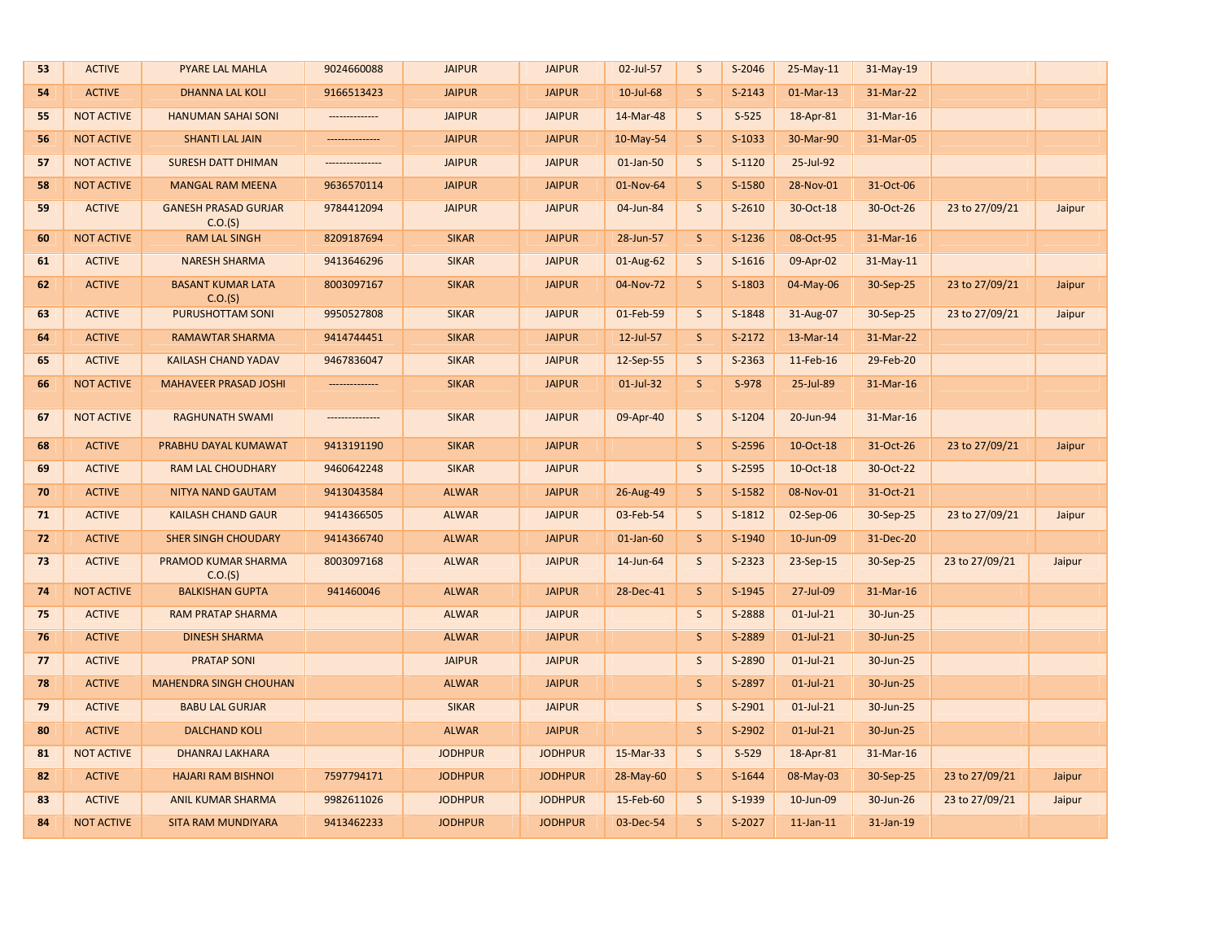| 53 | ACTIVE | PYARE LAL MAHLA | 9024660088 | JAIPUR | JAIPUR | 02-Jul-57 | S | S-2046 | 25-May-11 | 31-May-19 | | |
|---|---|---|---|---|---|---|---|---|---|---|---|---|
| 54 | ACTIVE | DHANNA LAL KOLI | 9166513423 | JAIPUR | JAIPUR | 10-Jul-68 | S | S-2143 | 01-Mar-13 | 31-Mar-22 | | |
| 55 | NOT ACTIVE | HANUMAN SAHAI SONI | ------------- | JAIPUR | JAIPUR | 14-Mar-48 | S | S-525 | 18-Apr-81 | 31-Mar-16 | | |
| 56 | NOT ACTIVE | SHANTI LAL JAIN | -------------- | JAIPUR | JAIPUR | 10-May-54 | S | S-1033 | 30-Mar-90 | 31-Mar-05 | | |
| 57 | NOT ACTIVE | SURESH DATT DHIMAN | --------------- | JAIPUR | JAIPUR | 01-Jan-50 | S | S-1120 | 25-Jul-92 | | | |
| 58 | NOT ACTIVE | MANGAL RAM MEENA | 9636570114 | JAIPUR | JAIPUR | 01-Nov-64 | S | S-1580 | 28-Nov-01 | 31-Oct-06 | | |
| 59 | ACTIVE | GANESH PRASAD GURJAR C.O.(S) | 9784412094 | JAIPUR | JAIPUR | 04-Jun-84 | S | S-2610 | 30-Oct-18 | 30-Oct-26 | 23 to 27/09/21 | Jaipur |
| 60 | NOT ACTIVE | RAM LAL SINGH | 8209187694 | SIKAR | JAIPUR | 28-Jun-57 | S | S-1236 | 08-Oct-95 | 31-Mar-16 | | |
| 61 | ACTIVE | NARESH SHARMA | 9413646296 | SIKAR | JAIPUR | 01-Aug-62 | S | S-1616 | 09-Apr-02 | 31-May-11 | | |
| 62 | ACTIVE | BASANT KUMAR LATA C.O.(S) | 8003097167 | SIKAR | JAIPUR | 04-Nov-72 | S | S-1803 | 04-May-06 | 30-Sep-25 | 23 to 27/09/21 | Jaipur |
| 63 | ACTIVE | PURUSHOTTAM SONI | 9950527808 | SIKAR | JAIPUR | 01-Feb-59 | S | S-1848 | 31-Aug-07 | 30-Sep-25 | 23 to 27/09/21 | Jaipur |
| 64 | ACTIVE | RAMAWTAR SHARMA | 9414744451 | SIKAR | JAIPUR | 12-Jul-57 | S | S-2172 | 13-Mar-14 | 31-Mar-22 | | |
| 65 | ACTIVE | KAILASH CHAND YADAV | 9467836047 | SIKAR | JAIPUR | 12-Sep-55 | S | S-2363 | 11-Feb-16 | 29-Feb-20 | | |
| 66 | NOT ACTIVE | MAHAVEER PRASAD JOSHI | ------------- | SIKAR | JAIPUR | 01-Jul-32 | S | S-978 | 25-Jul-89 | 31-Mar-16 | | |
| 67 | NOT ACTIVE | RAGHUNATH SWAMI | -------------- | SIKAR | JAIPUR | 09-Apr-40 | S | S-1204 | 20-Jun-94 | 31-Mar-16 | | |
| 68 | ACTIVE | PRABHU DAYAL KUMAWAT | 9413191190 | SIKAR | JAIPUR | | S | S-2596 | 10-Oct-18 | 31-Oct-26 | 23 to 27/09/21 | Jaipur |
| 69 | ACTIVE | RAM LAL CHOUDHARY | 9460642248 | SIKAR | JAIPUR | | S | S-2595 | 10-Oct-18 | 30-Oct-22 | | |
| 70 | ACTIVE | NITYA NAND GAUTAM | 9413043584 | ALWAR | JAIPUR | 26-Aug-49 | S | S-1582 | 08-Nov-01 | 31-Oct-21 | | |
| 71 | ACTIVE | KAILASH CHAND GAUR | 9414366505 | ALWAR | JAIPUR | 03-Feb-54 | S | S-1812 | 02-Sep-06 | 30-Sep-25 | 23 to 27/09/21 | Jaipur |
| 72 | ACTIVE | SHER SINGH CHOUDARY | 9414366740 | ALWAR | JAIPUR | 01-Jan-60 | S | S-1940 | 10-Jun-09 | 31-Dec-20 | | |
| 73 | ACTIVE | PRAMOD KUMAR SHARMA C.O.(S) | 8003097168 | ALWAR | JAIPUR | 14-Jun-64 | S | S-2323 | 23-Sep-15 | 30-Sep-25 | 23 to 27/09/21 | Jaipur |
| 74 | NOT ACTIVE | BALKISHAN GUPTA | 941460046 | ALWAR | JAIPUR | 28-Dec-41 | S | S-1945 | 27-Jul-09 | 31-Mar-16 | | |
| 75 | ACTIVE | RAM PRATAP SHARMA | | ALWAR | JAIPUR | | S | S-2888 | 01-Jul-21 | 30-Jun-25 | | |
| 76 | ACTIVE | DINESH SHARMA | | ALWAR | JAIPUR | | S | S-2889 | 01-Jul-21 | 30-Jun-25 | | |
| 77 | ACTIVE | PRATAP SONI | | JAIPUR | JAIPUR | | S | S-2890 | 01-Jul-21 | 30-Jun-25 | | |
| 78 | ACTIVE | MAHENDRA SINGH CHOUHAN | | ALWAR | JAIPUR | | S | S-2897 | 01-Jul-21 | 30-Jun-25 | | |
| 79 | ACTIVE | BABU LAL GURJAR | | SIKAR | JAIPUR | | S | S-2901 | 01-Jul-21 | 30-Jun-25 | | |
| 80 | ACTIVE | DALCHAND KOLI | | ALWAR | JAIPUR | | S | S-2902 | 01-Jul-21 | 30-Jun-25 | | |
| 81 | NOT ACTIVE | DHANRAJ LAKHARA | | JODHPUR | JODHPUR | 15-Mar-33 | S | S-529 | 18-Apr-81 | 31-Mar-16 | | |
| 82 | ACTIVE | HAJARI RAM BISHNOI | 7597794171 | JODHPUR | JODHPUR | 28-May-60 | S | S-1644 | 08-May-03 | 30-Sep-25 | 23 to 27/09/21 | Jaipur |
| 83 | ACTIVE | ANIL KUMAR SHARMA | 9982611026 | JODHPUR | JODHPUR | 15-Feb-60 | S | S-1939 | 10-Jun-09 | 30-Jun-26 | 23 to 27/09/21 | Jaipur |
| 84 | NOT ACTIVE | SITA RAM MUNDIYARA | 9413462233 | JODHPUR | JODHPUR | 03-Dec-54 | S | S-2027 | 11-Jan-11 | 31-Jan-19 | | |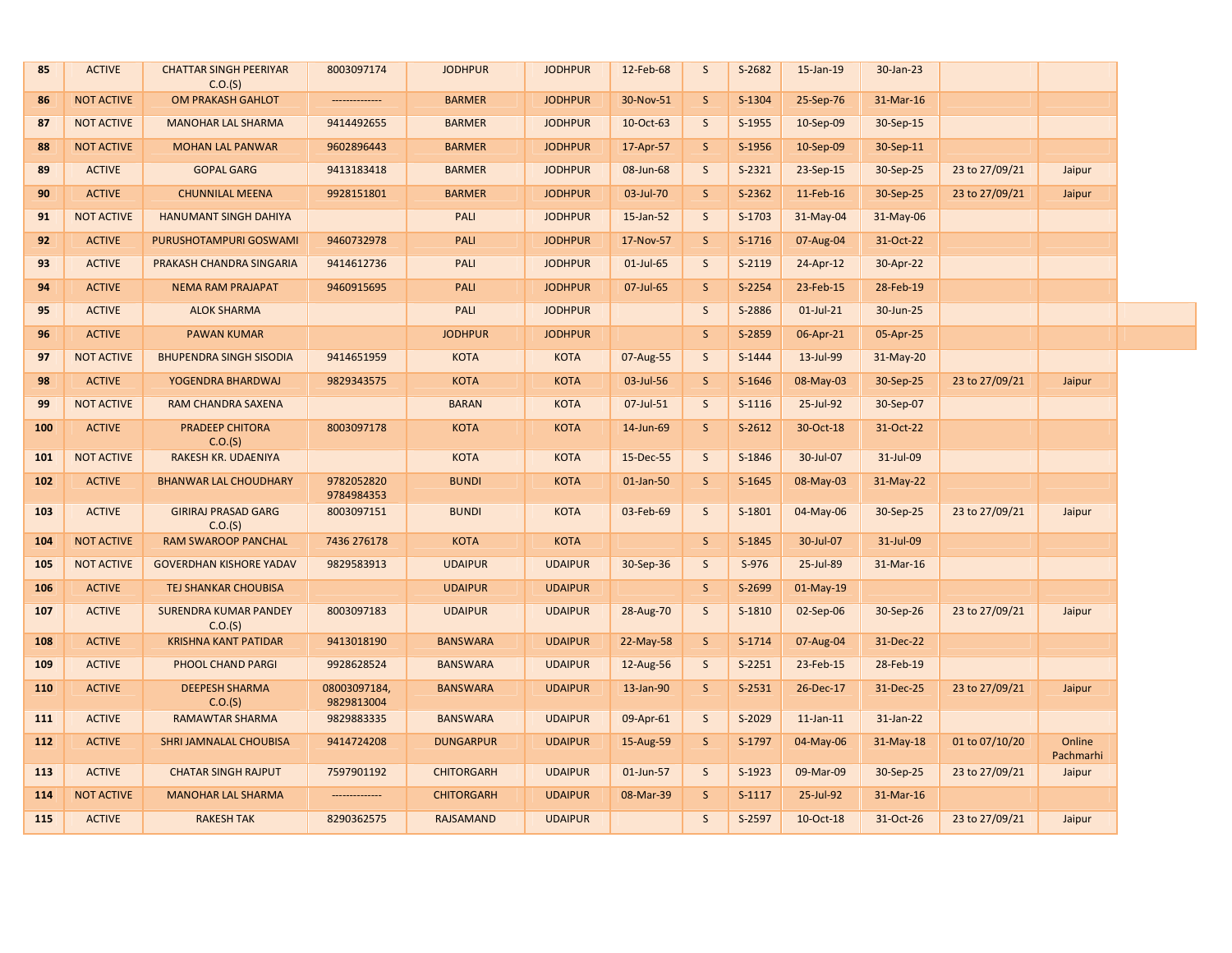| | | | | | | | | | | | | |
|---|---|---|---|---|---|---|---|---|---|---|---|---|
| 85 | ACTIVE | CHATTAR SINGH PEERIYAR C.O.(S) | 8003097174 | JODHPUR | JODHPUR | 12-Feb-68 | S | S-2682 | 15-Jan-19 | 30-Jan-23 | | |
| 86 | NOT ACTIVE | OM PRAKASH GAHLOT | ------------- | BARMER | JODHPUR | 30-Nov-51 | S | S-1304 | 25-Sep-76 | 31-Mar-16 | | |
| 87 | NOT ACTIVE | MANOHAR LAL SHARMA | 9414492655 | BARMER | JODHPUR | 10-Oct-63 | S | S-1955 | 10-Sep-09 | 30-Sep-15 | | |
| 88 | NOT ACTIVE | MOHAN LAL PANWAR | 9602896443 | BARMER | JODHPUR | 17-Apr-57 | S | S-1956 | 10-Sep-09 | 30-Sep-11 | | |
| 89 | ACTIVE | GOPAL GARG | 9413183418 | BARMER | JODHPUR | 08-Jun-68 | S | S-2321 | 23-Sep-15 | 30-Sep-25 | 23 to 27/09/21 | Jaipur |
| 90 | ACTIVE | CHUNNILAL MEENA | 9928151801 | BARMER | JODHPUR | 03-Jul-70 | S | S-2362 | 11-Feb-16 | 30-Sep-25 | 23 to 27/09/21 | Jaipur |
| 91 | NOT ACTIVE | HANUMANT SINGH DAHIYA | | PALI | JODHPUR | 15-Jan-52 | S | S-1703 | 31-May-04 | 31-May-06 | | |
| 92 | ACTIVE | PURUSHOTAMPURI GOSWAMI | 9460732978 | PALI | JODHPUR | 17-Nov-57 | S | S-1716 | 07-Aug-04 | 31-Oct-22 | | |
| 93 | ACTIVE | PRAKASH CHANDRA SINGARIA | 9414612736 | PALI | JODHPUR | 01-Jul-65 | S | S-2119 | 24-Apr-12 | 30-Apr-22 | | |
| 94 | ACTIVE | NEMA RAM PRAJAPAT | 9460915695 | PALI | JODHPUR | 07-Jul-65 | S | S-2254 | 23-Feb-15 | 28-Feb-19 | | |
| 95 | ACTIVE | ALOK SHARMA | | PALI | JODHPUR | | S | S-2886 | 01-Jul-21 | 30-Jun-25 | | |
| 96 | ACTIVE | PAWAN KUMAR | | JODHPUR | JODHPUR | | S | S-2859 | 06-Apr-21 | 05-Apr-25 | | |
| 97 | NOT ACTIVE | BHUPENDRA SINGH SISODIA | 9414651959 | KOTA | KOTA | 07-Aug-55 | S | S-1444 | 13-Jul-99 | 31-May-20 | | |
| 98 | ACTIVE | YOGENDRA BHARDWAJ | 9829343575 | KOTA | KOTA | 03-Jul-56 | S | S-1646 | 08-May-03 | 30-Sep-25 | 23 to 27/09/21 | Jaipur |
| 99 | NOT ACTIVE | RAM CHANDRA SAXENA | | BARAN | KOTA | 07-Jul-51 | S | S-1116 | 25-Jul-92 | 30-Sep-07 | | |
| 100 | ACTIVE | PRADEEP CHITORA C.O.(S) | 8003097178 | KOTA | KOTA | 14-Jun-69 | S | S-2612 | 30-Oct-18 | 31-Oct-22 | | |
| 101 | NOT ACTIVE | RAKESH KR. UDAENIYA | | KOTA | KOTA | 15-Dec-55 | S | S-1846 | 30-Jul-07 | 31-Jul-09 | | |
| 102 | ACTIVE | BHANWAR LAL CHOUDHARY | 9782052820 9784984353 | BUNDI | KOTA | 01-Jan-50 | S | S-1645 | 08-May-03 | 31-May-22 | | |
| 103 | ACTIVE | GIRIRAJ PRASAD GARG C.O.(S) | 8003097151 | BUNDI | KOTA | 03-Feb-69 | S | S-1801 | 04-May-06 | 30-Sep-25 | 23 to 27/09/21 | Jaipur |
| 104 | NOT ACTIVE | RAM SWAROOP PANCHAL | 7436 276178 | KOTA | KOTA | | S | S-1845 | 30-Jul-07 | 31-Jul-09 | | |
| 105 | NOT ACTIVE | GOVERDHAN KISHORE YADAV | 9829583913 | UDAIPUR | UDAIPUR | 30-Sep-36 | S | S-976 | 25-Jul-89 | 31-Mar-16 | | |
| 106 | ACTIVE | TEJ SHANKAR CHOUBISA | | UDAIPUR | UDAIPUR | | S | S-2699 | 01-May-19 | | | |
| 107 | ACTIVE | SURENDRA KUMAR PANDEY C.O.(S) | 8003097183 | UDAIPUR | UDAIPUR | 28-Aug-70 | S | S-1810 | 02-Sep-06 | 30-Sep-26 | 23 to 27/09/21 | Jaipur |
| 108 | ACTIVE | KRISHNA KANT PATIDAR | 9413018190 | BANSWARA | UDAIPUR | 22-May-58 | S | S-1714 | 07-Aug-04 | 31-Dec-22 | | |
| 109 | ACTIVE | PHOOL CHAND PARGI | 9928628524 | BANSWARA | UDAIPUR | 12-Aug-56 | S | S-2251 | 23-Feb-15 | 28-Feb-19 | | |
| 110 | ACTIVE | DEEPESH SHARMA C.O.(S) | 08003097184, 9829813004 | BANSWARA | UDAIPUR | 13-Jan-90 | S | S-2531 | 26-Dec-17 | 31-Dec-25 | 23 to 27/09/21 | Jaipur |
| 111 | ACTIVE | RAMAWTAR SHARMA | 9829883335 | BANSWARA | UDAIPUR | 09-Apr-61 | S | S-2029 | 11-Jan-11 | 31-Jan-22 | | |
| 112 | ACTIVE | SHRI JAMNALAL CHOUBISA | 9414724208 | DUNGARPUR | UDAIPUR | 15-Aug-59 | S | S-1797 | 04-May-06 | 31-May-18 | 01 to 07/10/20 | Online Pachmarhi |
| 113 | ACTIVE | CHATAR SINGH RAJPUT | 7597901192 | CHITORGARH | UDAIPUR | 01-Jun-57 | S | S-1923 | 09-Mar-09 | 30-Sep-25 | 23 to 27/09/21 | Jaipur |
| 114 | NOT ACTIVE | MANOHAR LAL SHARMA | ------------- | CHITORGARH | UDAIPUR | 08-Mar-39 | S | S-1117 | 25-Jul-92 | 31-Mar-16 | | |
| 115 | ACTIVE | RAKESH TAK | 8290362575 | RAJSAMAND | UDAIPUR | | S | S-2597 | 10-Oct-18 | 31-Oct-26 | 23 to 27/09/21 | Jaipur |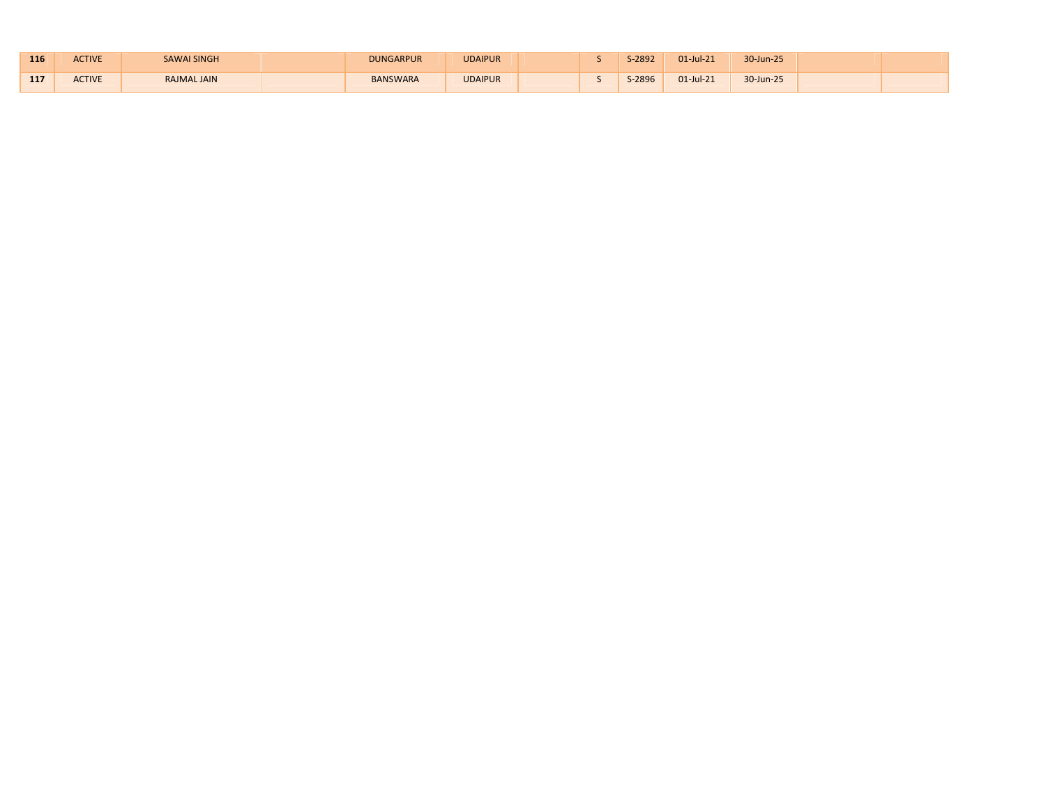| | | | | | | | | | | | | |
|---|---|---|---|---|---|---|---|---|---|---|---|---|
| **116** | ACTIVE | SAWAI SINGH | | DUNGARPUR | UDAIPUR | | S | S-2892 | 01-Jul-21 | 30-Jun-25 | | |
| **117** | ACTIVE | RAJMAL JAIN | | BANSWARA | UDAIPUR | | S | S-2896 | 01-Jul-21 | 30-Jun-25 | | |